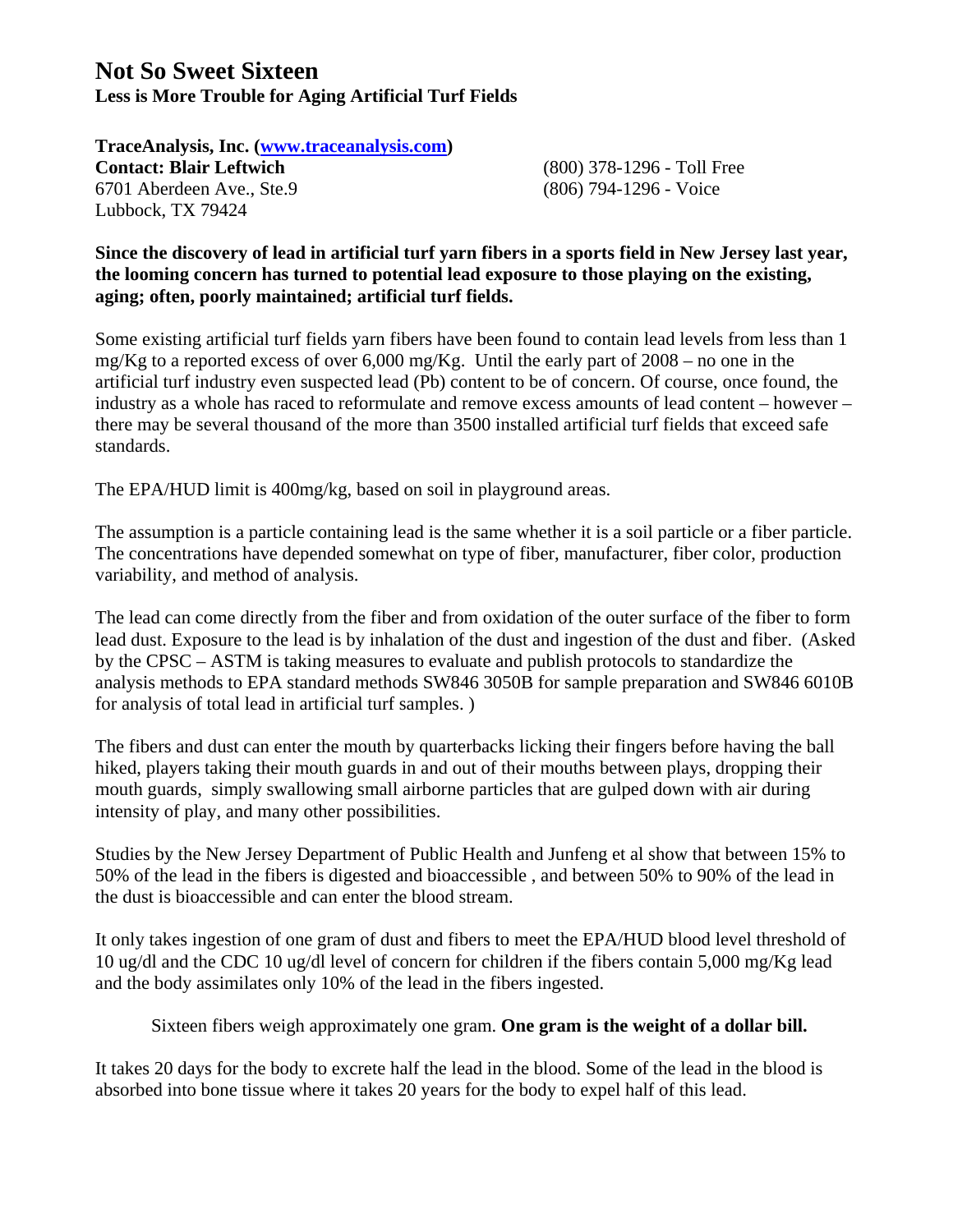# Not So Sweet Sixteen

**Less is More Trouble for Aging Artificial Turf Fields**

**TraceAnalysis, Inc. ([www.traceanalysis.com](www.traceanalysis.com))**
**Contact: Blair Leftwich**
6701 Aberdeen Ave., Ste.9
Lubbock, TX 79424

(800) 378-1296 - Toll Free
(806) 794-1296 - Voice

**Since the discovery of lead in artificial turf yarn fibers in a sports field in New Jersey last year, the looming concern has turned to potential lead exposure to those playing on the existing, aging; often, poorly maintained; artificial turf fields.**

Some existing artificial turf fields yarn fibers have been found to contain lead levels from less than 1 mg/Kg to a reported excess of over 6,000 mg/Kg. Until the early part of 2008 – no one in the artificial turf industry even suspected lead (Pb) content to be of concern. Of course, once found, the industry as a whole has raced to reformulate and remove excess amounts of lead content – however – there may be several thousand of the more than 3500 installed artificial turf fields that exceed safe standards.

The EPA/HUD limit is 400mg/kg, based on soil in playground areas.

The assumption is a particle containing lead is the same whether it is a soil particle or a fiber particle. The concentrations have depended somewhat on type of fiber, manufacturer, fiber color, production variability, and method of analysis.

The lead can come directly from the fiber and from oxidation of the outer surface of the fiber to form lead dust. Exposure to the lead is by inhalation of the dust and ingestion of the dust and fiber. (Asked by the CPSC – ASTM is taking measures to evaluate and publish protocols to standardize the analysis methods to EPA standard methods SW846 3050B for sample preparation and SW846 6010B for analysis of total lead in artificial turf samples. )

The fibers and dust can enter the mouth by quarterbacks licking their fingers before having the ball hiked, players taking their mouth guards in and out of their mouths between plays, dropping their mouth guards, simply swallowing small airborne particles that are gulped down with air during intensity of play, and many other possibilities.

Studies by the New Jersey Department of Public Health and Junfeng et al show that between 15% to 50% of the lead in the fibers is digested and bioaccessible , and between 50% to 90% of the lead in the dust is bioaccessible and can enter the blood stream.

It only takes ingestion of one gram of dust and fibers to meet the EPA/HUD blood level threshold of 10 ug/dl and the CDC 10 ug/dl level of concern for children if the fibers contain 5,000 mg/Kg lead and the body assimilates only 10% of the lead in the fibers ingested.

Sixteen fibers weigh approximately one gram. **One gram is the weight of a dollar bill.**

It takes 20 days for the body to excrete half the lead in the blood. Some of the lead in the blood is absorbed into bone tissue where it takes 20 years for the body to expel half of this lead.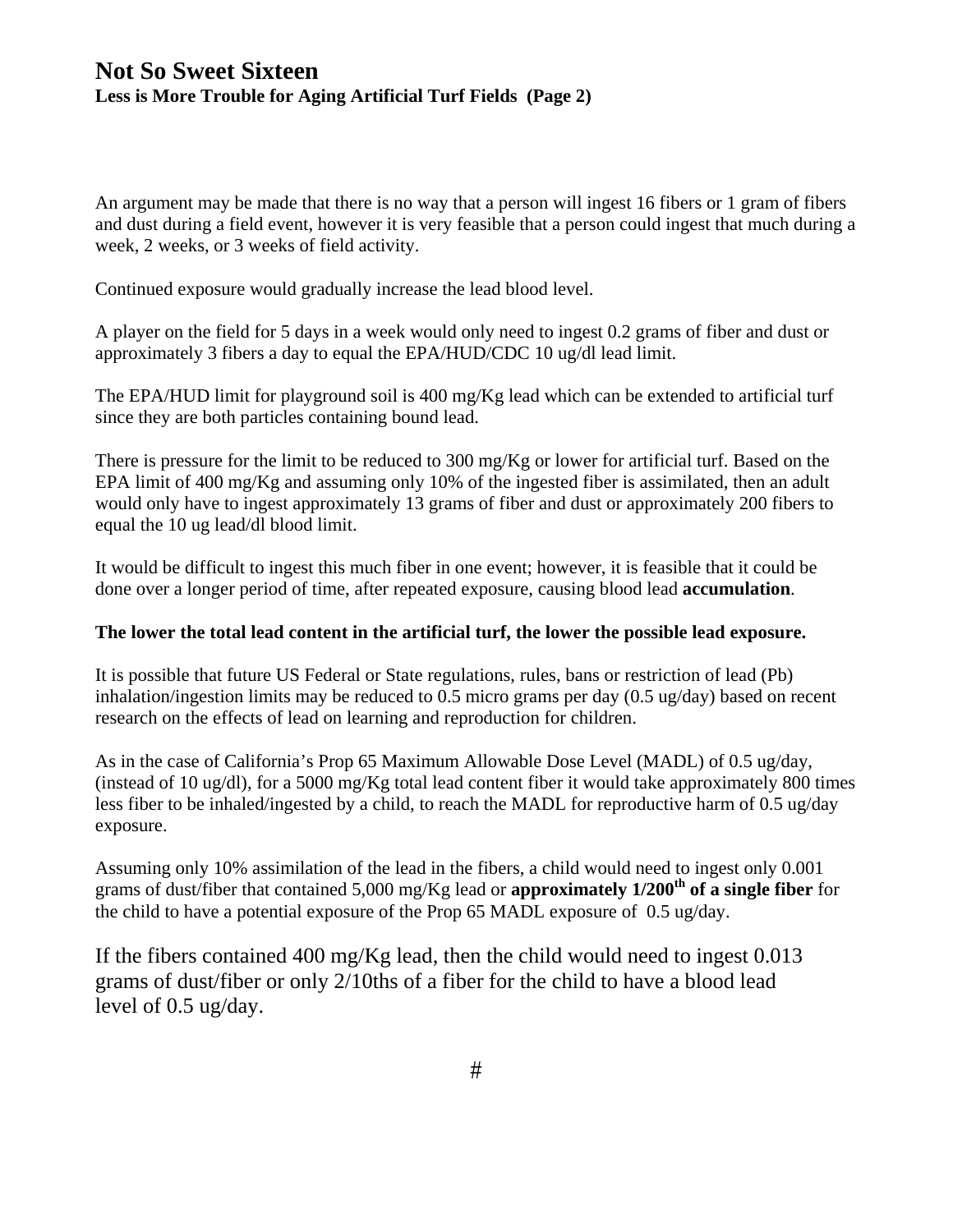# Not So Sweet Sixteen

**Less is More Trouble for Aging Artificial Turf Fields (Page 2)**

An argument may be made that there is no way that a person will ingest 16 fibers or 1 gram of fibers and dust during a field event, however it is very feasible that a person could ingest that much during a week, 2 weeks, or 3 weeks of field activity.

Continued exposure would gradually increase the lead blood level.

A player on the field for 5 days in a week would only need to ingest 0.2 grams of fiber and dust or approximately 3 fibers a day to equal the EPA/HUD/CDC 10 ug/dl lead limit.

The EPA/HUD limit for playground soil is 400 mg/Kg lead which can be extended to artificial turf since they are both particles containing bound lead.

There is pressure for the limit to be reduced to 300 mg/Kg or lower for artificial turf. Based on the EPA limit of 400 mg/Kg and assuming only 10% of the ingested fiber is assimilated, then an adult would only have to ingest approximately 13 grams of fiber and dust or approximately 200 fibers to equal the 10 ug lead/dl blood limit.

It would be difficult to ingest this much fiber in one event; however, it is feasible that it could be done over a longer period of time, after repeated exposure, causing blood lead **accumulation**.

**The lower the total lead content in the artificial turf, the lower the possible lead exposure.**

It is possible that future US Federal or State regulations, rules, bans or restriction of lead (Pb) inhalation/ingestion limits may be reduced to 0.5 micro grams per day (0.5 ug/day) based on recent research on the effects of lead on learning and reproduction for children.

As in the case of California's Prop 65 Maximum Allowable Dose Level (MADL) of 0.5 ug/day, (instead of 10 ug/dl), for a 5000 mg/Kg total lead content fiber it would take approximately 800 times less fiber to be inhaled/ingested by a child, to reach the MADL for reproductive harm of 0.5 ug/day exposure.

Assuming only 10% assimilation of the lead in the fibers, a child would need to ingest only 0.001 grams of dust/fiber that contained 5,000 mg/Kg lead or **approximately 1/200$^{th}$ of a single fiber** for the child to have a potential exposure of the Prop 65 MADL exposure of 0.5 ug/day.

If the fibers contained 400 mg/Kg lead, then the child would need to ingest 0.013 grams of dust/fiber or only 2/10ths of a fiber for the child to have a blood lead level of 0.5 ug/day.

#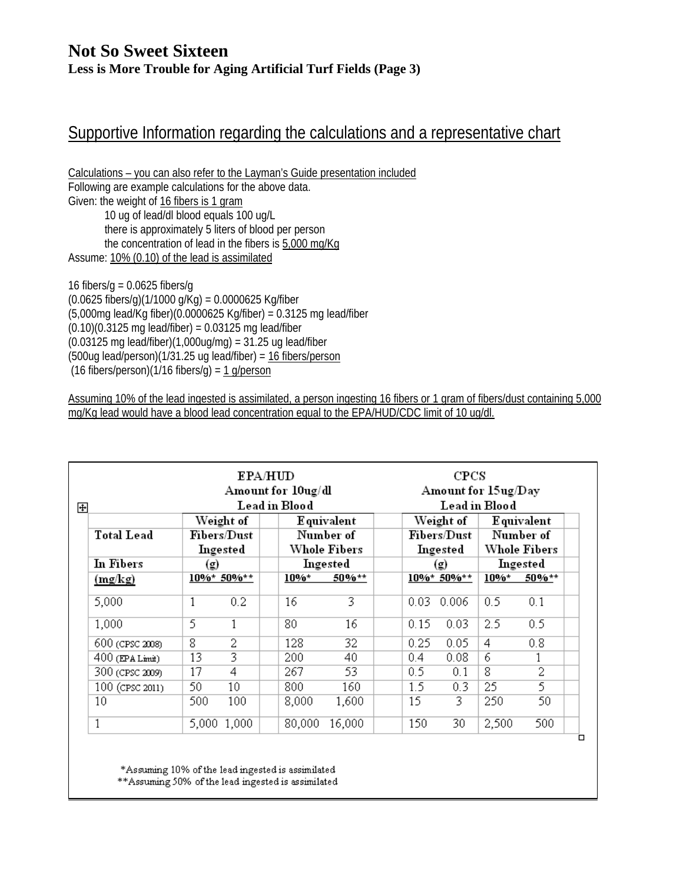# Not So Sweet Sixteen

**Less is More Trouble for Aging Artificial Turf Fields (Page 3)**

## Supportive Information regarding the calculations and a representative chart

Calculations – you can also refer to the Layman's Guide presentation included

Following are example calculations for the above data.

Given: the weight of 16 fibers is 1 gram

10 ug of lead/dl blood equals 100 ug/L

there is approximately 5 liters of blood per person

the concentration of lead in the fibers is 5,000 mg/Kg

Assume: 10% (0.10) of the lead is assimilated

16 fibers/g = 0.0625 fibers/g

(0.0625 fibers/g)(1/1000 g/Kg) = 0.0000625 Kg/fiber

(5,000mg lead/Kg fiber)(0.0000625 Kg/fiber) = 0.3125 mg lead/fiber

(0.10)(0.3125 mg lead/fiber) = 0.03125 mg lead/fiber

(0.03125 mg lead/fiber)(1,000ug/mg) = 31.25 ug lead/fiber

(500ug lead/person)(1/31.25 ug lead/fiber) = 16 fibers/person

(16 fibers/person)(1/16 fibers/g) = 1 g/person

Assuming 10% of the lead ingested is assimilated, a person ingesting 16 fibers or 1 gram of fibers/dust containing 5,000 mg/Kg lead would have a blood lead concentration equal to the EPA/HUD/CDC limit of 10 ug/dl.

| | EPA/HUD Amount for 10ug/dl Lead in Blood | | | | CPCS Amount for 15ug/Day Lead in Blood | | | |
|---|---|---|---|---|---|---|---|---|
| Total Lead In Fibers (mg/kg) | Weight of Fibers/Dust Ingested (g) | | Equivalent Number of Whole Fibers Ingested | | Weight of Fibers/Dust Ingested (g) | | Equivalent Number of Whole Fibers Ingested | |
| | 10%* | 50%** | 10%* | 50%** | 10%* | 50%** | 10%* | 50%** |
| 5,000 | 1 | 0.2 | 16 | 3 | 0.03 | 0.006 | 0.5 | 0.1 |
| 1,000 | 5 | 1 | 80 | 16 | 0.15 | 0.03 | 2.5 | 0.5 |
| 600 (CPSC 2008) | 8 | 2 | 128 | 32 | 0.25 | 0.05 | 4 | 0.8 |
| 400 (EPA Limit) | 13 | 3 | 200 | 40 | 0.4 | 0.08 | 6 | 1 |
| 300 (CPSC 2009) | 17 | 4 | 267 | 53 | 0.5 | 0.1 | 8 | 2 |
| 100 (CPSC 2011) | 50 | 10 | 800 | 160 | 1.5 | 0.3 | 25 | 5 |
| 10 | 500 | 100 | 8,000 | 1,600 | 15 | 3 | 250 | 50 |
| 1 | 5,000 | 1,000 | 80,000 | 16,000 | 150 | 30 | 2,500 | 500 |

*Assuming 10% of the lead ingested is assimilated

**Assuming 50% of the lead ingested is assimilated